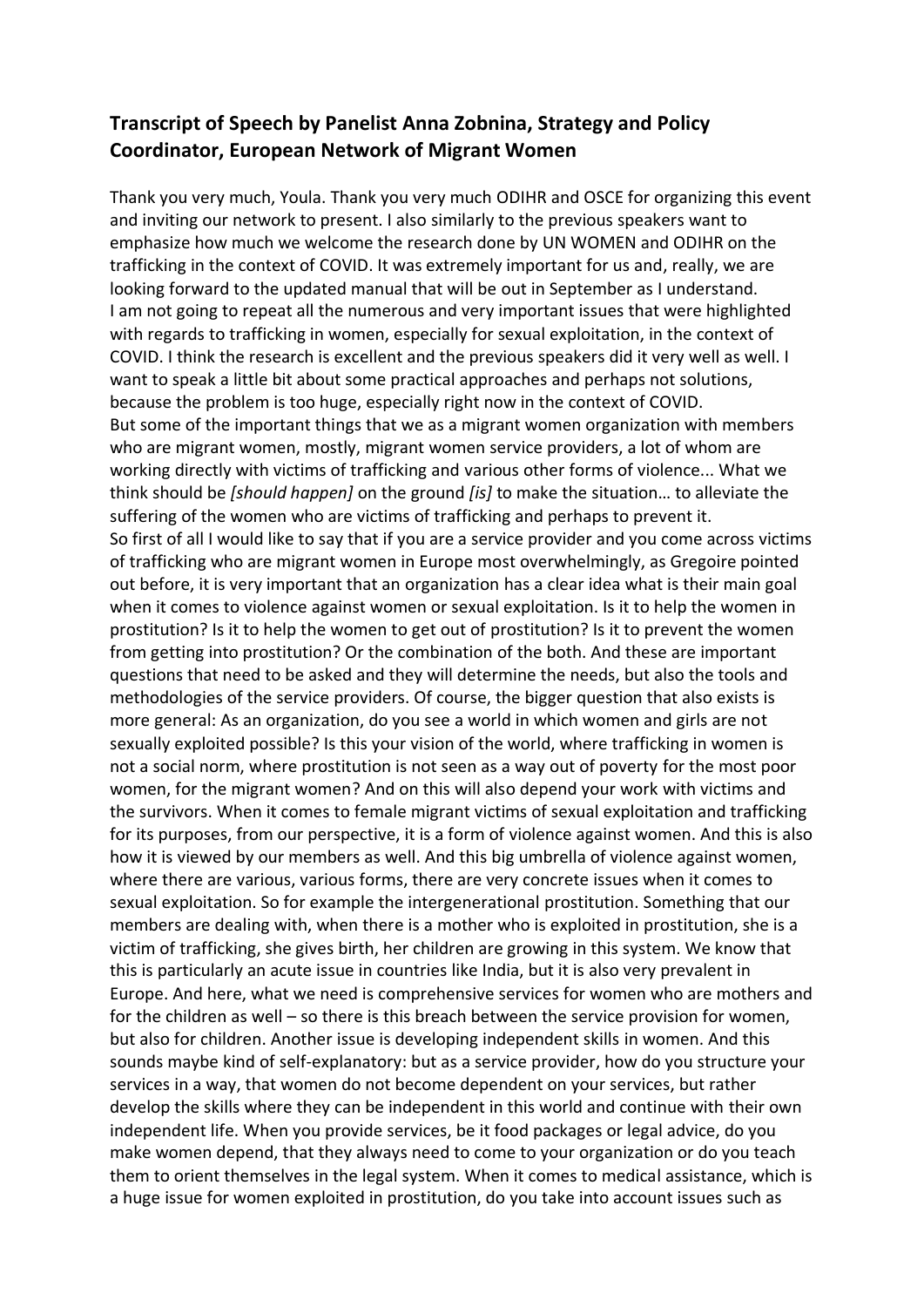**Transcript of Speech by Panelist Anna Zobnina, Strategy and Policy Coordinator, European Network of Migrant Women**

Thank you very much, Youla. Thank you very much ODIHR and OSCE for organizing this event and inviting our network to present. I also similarly to the previous speakers want to emphasize how much we welcome the research done by UN WOMEN and ODIHR on the trafficking in the context of COVID. It was extremely important for us and, really, we are looking forward to the updated manual that will be out in September as I understand.
I am not going to repeat all the numerous and very important issues that were highlighted with regards to trafficking in women, especially for sexual exploitation, in the context of COVID. I think the research is excellent and the previous speakers did it very well as well. I want to speak a little bit about some practical approaches and perhaps not solutions, because the problem is too huge, especially right now in the context of COVID.
But some of the important things that we as a migrant women organization with members who are migrant women, mostly, migrant women service providers, a lot of whom are working directly with victims of trafficking and various other forms of violence... What we think should be *[should happen]* on the ground *[is]* to make the situation… to alleviate the suffering of the women who are victims of trafficking and perhaps to prevent it.
So first of all I would like to say that if you are a service provider and you come across victims of trafficking who are migrant women in Europe most overwhelmingly, as Gregoire pointed out before, it is very important that an organization has a clear idea what is their main goal when it comes to violence against women or sexual exploitation. Is it to help the women in prostitution? Is it to help the women to get out of prostitution? Is it to prevent the women from getting into prostitution? Or the combination of the both. And these are important questions that need to be asked and they will determine the needs, but also the tools and methodologies of the service providers. Of course, the bigger question that also exists is more general: As an organization, do you see a world in which women and girls are not sexually exploited possible? Is this your vision of the world, where trafficking in women is not a social norm, where prostitution is not seen as a way out of poverty for the most poor women, for the migrant women? And on this will also depend your work with victims and the survivors. When it comes to female migrant victims of sexual exploitation and trafficking for its purposes, from our perspective, it is a form of violence against women. And this is also how it is viewed by our members as well. And this big umbrella of violence against women, where there are various, various forms, there are very concrete issues when it comes to sexual exploitation. So for example the intergenerational prostitution. Something that our members are dealing with, when there is a mother who is exploited in prostitution, she is a victim of trafficking, she gives birth, her children are growing in this system. We know that this is particularly an acute issue in countries like India, but it is also very prevalent in Europe. And here, what we need is comprehensive services for women who are mothers and for the children as well – so there is this breach between the service provision for women, but also for children. Another issue is developing independent skills in women. And this sounds maybe kind of self-explanatory: but as a service provider, how do you structure your services in a way, that women do not become dependent on your services, but rather develop the skills where they can be independent in this world and continue with their own independent life. When you provide services, be it food packages or legal advice, do you make women depend, that they always need to come to your organization or do you teach them to orient themselves in the legal system. When it comes to medical assistance, which is a huge issue for women exploited in prostitution, do you take into account issues such as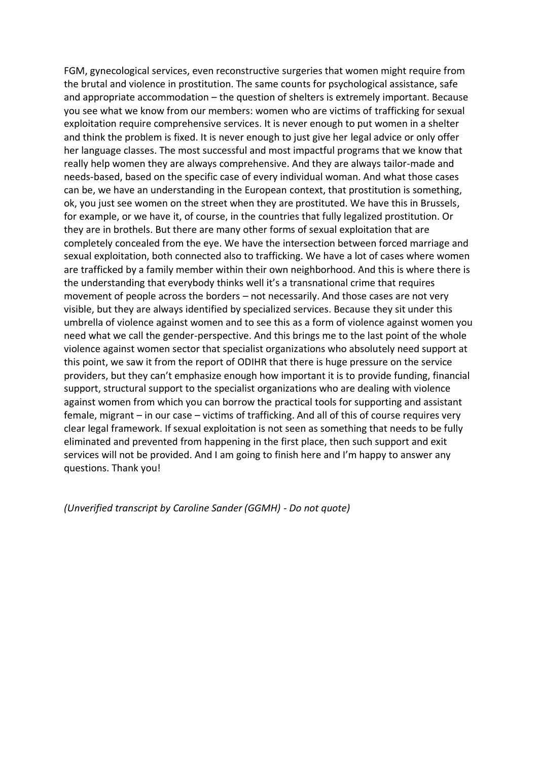FGM, gynecological services, even reconstructive surgeries that women might require from the brutal and violence in prostitution. The same counts for psychological assistance, safe and appropriate accommodation – the question of shelters is extremely important. Because you see what we know from our members: women who are victims of trafficking for sexual exploitation require comprehensive services. It is never enough to put women in a shelter and think the problem is fixed. It is never enough to just give her legal advice or only offer her language classes. The most successful and most impactful programs that we know that really help women they are always comprehensive. And they are always tailor-made and needs-based, based on the specific case of every individual woman. And what those cases can be, we have an understanding in the European context, that prostitution is something, ok, you just see women on the street when they are prostituted. We have this in Brussels, for example, or we have it, of course, in the countries that fully legalized prostitution. Or they are in brothels. But there are many other forms of sexual exploitation that are completely concealed from the eye. We have the intersection between forced marriage and sexual exploitation, both connected also to trafficking. We have a lot of cases where women are trafficked by a family member within their own neighborhood. And this is where there is the understanding that everybody thinks well it's a transnational crime that requires movement of people across the borders – not necessarily. And those cases are not very visible, but they are always identified by specialized services. Because they sit under this umbrella of violence against women and to see this as a form of violence against women you need what we call the gender-perspective. And this brings me to the last point of the whole violence against women sector that specialist organizations who absolutely need support at this point, we saw it from the report of ODIHR that there is huge pressure on the service providers, but they can't emphasize enough how important it is to provide funding, financial support, structural support to the specialist organizations who are dealing with violence against women from which you can borrow the practical tools for supporting and assistant female, migrant – in our case – victims of trafficking. And all of this of course requires very clear legal framework. If sexual exploitation is not seen as something that needs to be fully eliminated and prevented from happening in the first place, then such support and exit services will not be provided. And I am going to finish here and I'm happy to answer any questions. Thank you!

*(Unverified transcript by Caroline Sander (GGMH) - Do not quote)*